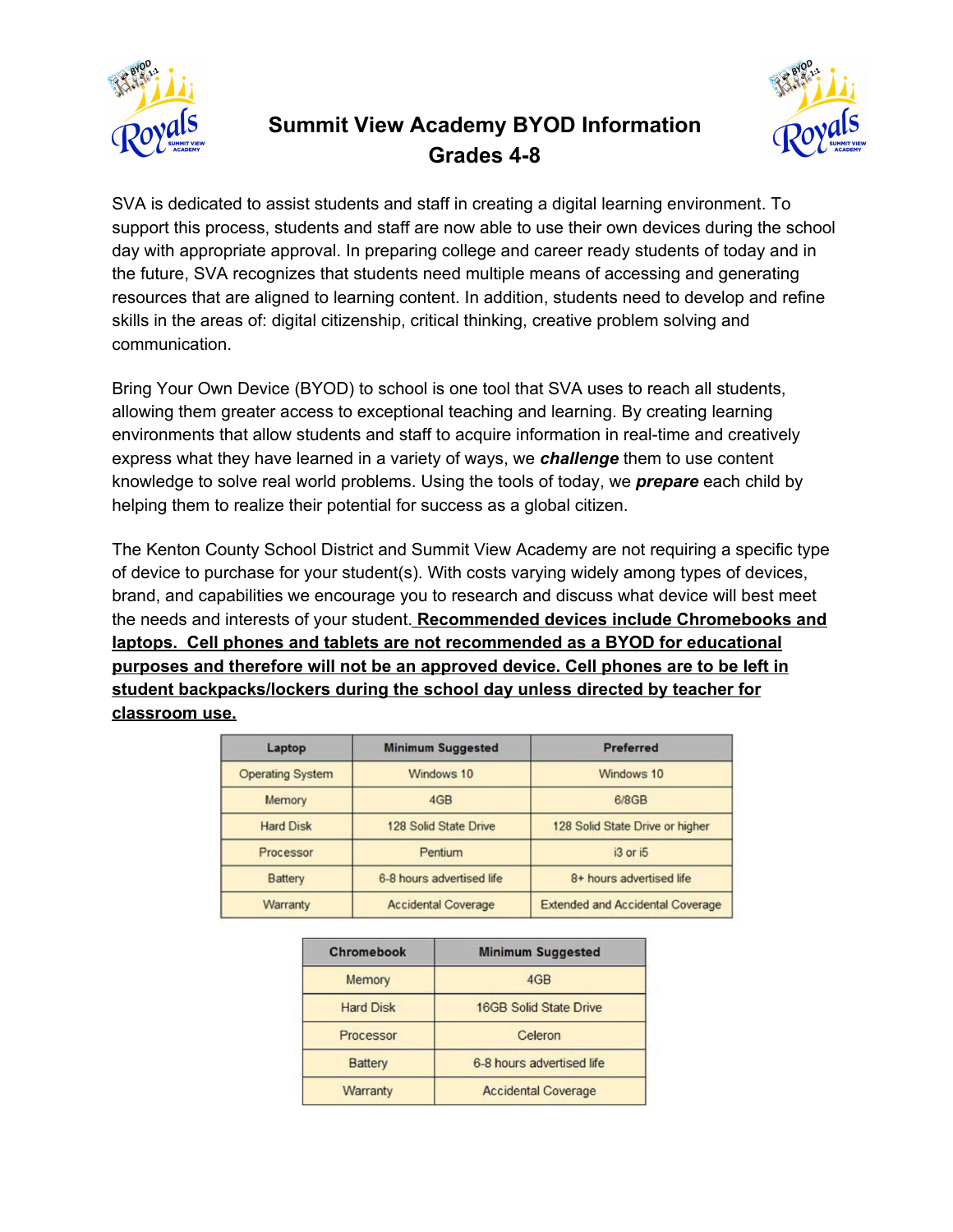# Summit View Academy BYOD Information
## Grades 4-8

SVA is dedicated to assist students and staff in creating a digital learning environment. To support this process, students and staff are now able to use their own devices during the school day with appropriate approval. In preparing college and career ready students of today and in the future, SVA recognizes that students need multiple means of accessing and generating resources that are aligned to learning content. In addition, students need to develop and refine skills in the areas of: digital citizenship, critical thinking, creative problem solving and communication.

Bring Your Own Device (BYOD) to school is one tool that SVA uses to reach all students, allowing them greater access to exceptional teaching and learning. By creating learning environments that allow students and staff to acquire information in real-time and creatively express what they have learned in a variety of ways, we ***challenge*** them to use content knowledge to solve real world problems. Using the tools of today, we ***prepare*** each child by helping them to realize their potential for success as a global citizen.

The Kenton County School District and Summit View Academy are not requiring a specific type of device to purchase for your student(s). With costs varying widely among types of devices, brand, and capabilities we encourage you to research and discuss what device will best meet the needs and interests of your student. **Recommended devices include Chromebooks and laptops. Cell phones and tablets are not recommended as a BYOD for educational purposes and therefore will not be an approved device. Cell phones are to be left in student backpacks/lockers during the school day unless directed by teacher for classroom use.**

| Laptop | Minimum Suggested | Preferred |
| --- | --- | --- |
| Operating System | Windows 10 | Windows 10 |
| Memory | 4GB | 6/8GB |
| Hard Disk | 128 Solid State Drive | 128 Solid State Drive or higher |
| Processor | Pentium | i3 or i5 |
| Battery | 6-8 hours advertised life | 8+ hours advertised life |
| Warranty | Accidental Coverage | Extended and Accidental Coverage |

| Chromebook | Minimum Suggested |
| --- | --- |
| Memory | 4GB |
| Hard Disk | 16GB Solid State Drive |
| Processor | Celeron |
| Battery | 6-8 hours advertised life |
| Warranty | Accidental Coverage |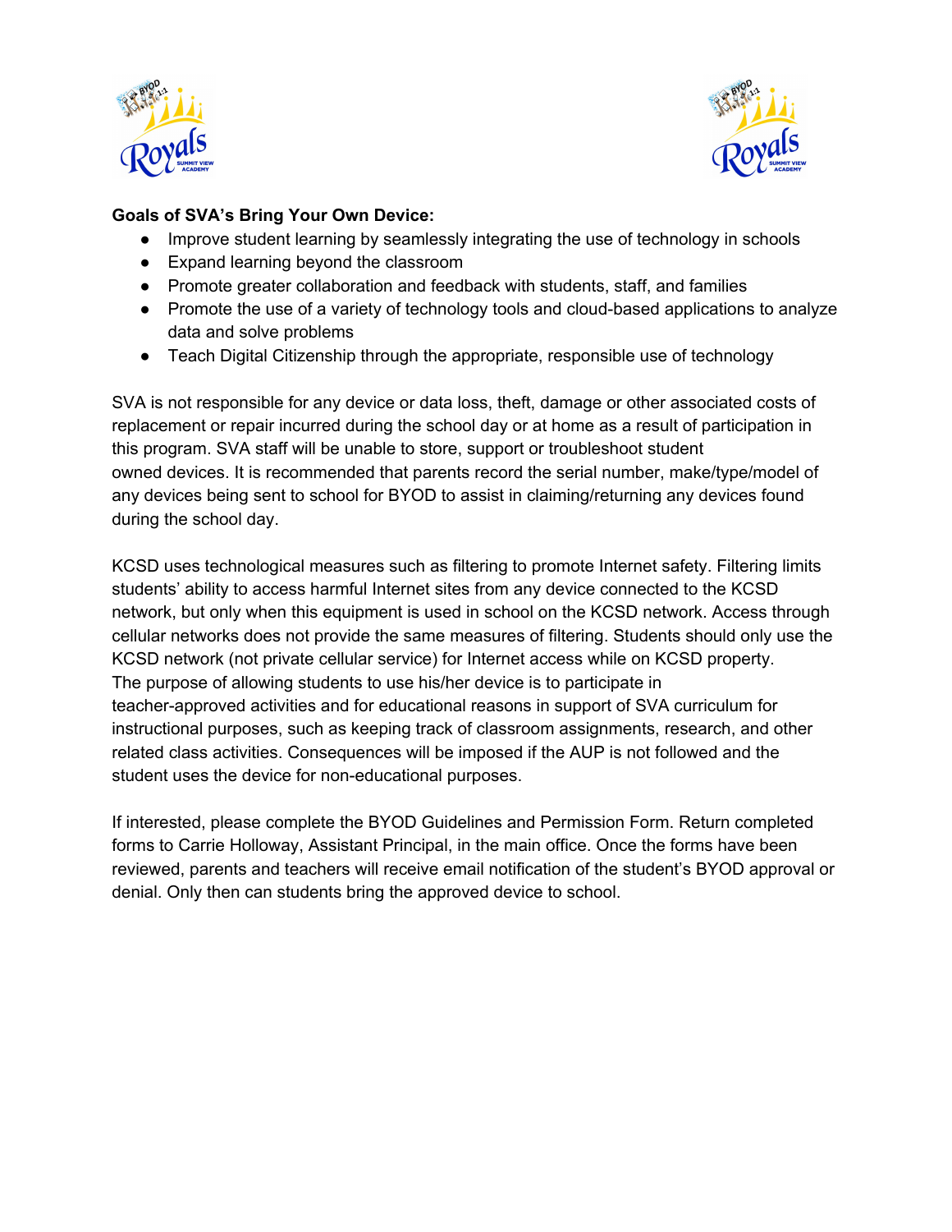**Goals of SVA's Bring Your Own Device:**

- Improve student learning by seamlessly integrating the use of technology in schools
- Expand learning beyond the classroom
- Promote greater collaboration and feedback with students, staff, and families
- Promote the use of a variety of technology tools and cloud-based applications to analyze data and solve problems
- Teach Digital Citizenship through the appropriate, responsible use of technology

SVA is not responsible for any device or data loss, theft, damage or other associated costs of replacement or repair incurred during the school day or at home as a result of participation in this program. SVA staff will be unable to store, support or troubleshoot student owned devices. It is recommended that parents record the serial number, make/type/model of any devices being sent to school for BYOD to assist in claiming/returning any devices found during the school day.

KCSD uses technological measures such as filtering to promote Internet safety. Filtering limits students' ability to access harmful Internet sites from any device connected to the KCSD network, but only when this equipment is used in school on the KCSD network. Access through cellular networks does not provide the same measures of filtering. Students should only use the KCSD network (not private cellular service) for Internet access while on KCSD property. The purpose of allowing students to use his/her device is to participate in teacher-approved activities and for educational reasons in support of SVA curriculum for instructional purposes, such as keeping track of classroom assignments, research, and other related class activities. Consequences will be imposed if the AUP is not followed and the student uses the device for non-educational purposes.

If interested, please complete the BYOD Guidelines and Permission Form. Return completed forms to Carrie Holloway, Assistant Principal, in the main office. Once the forms have been reviewed, parents and teachers will receive email notification of the student's BYOD approval or denial. Only then can students bring the approved device to school.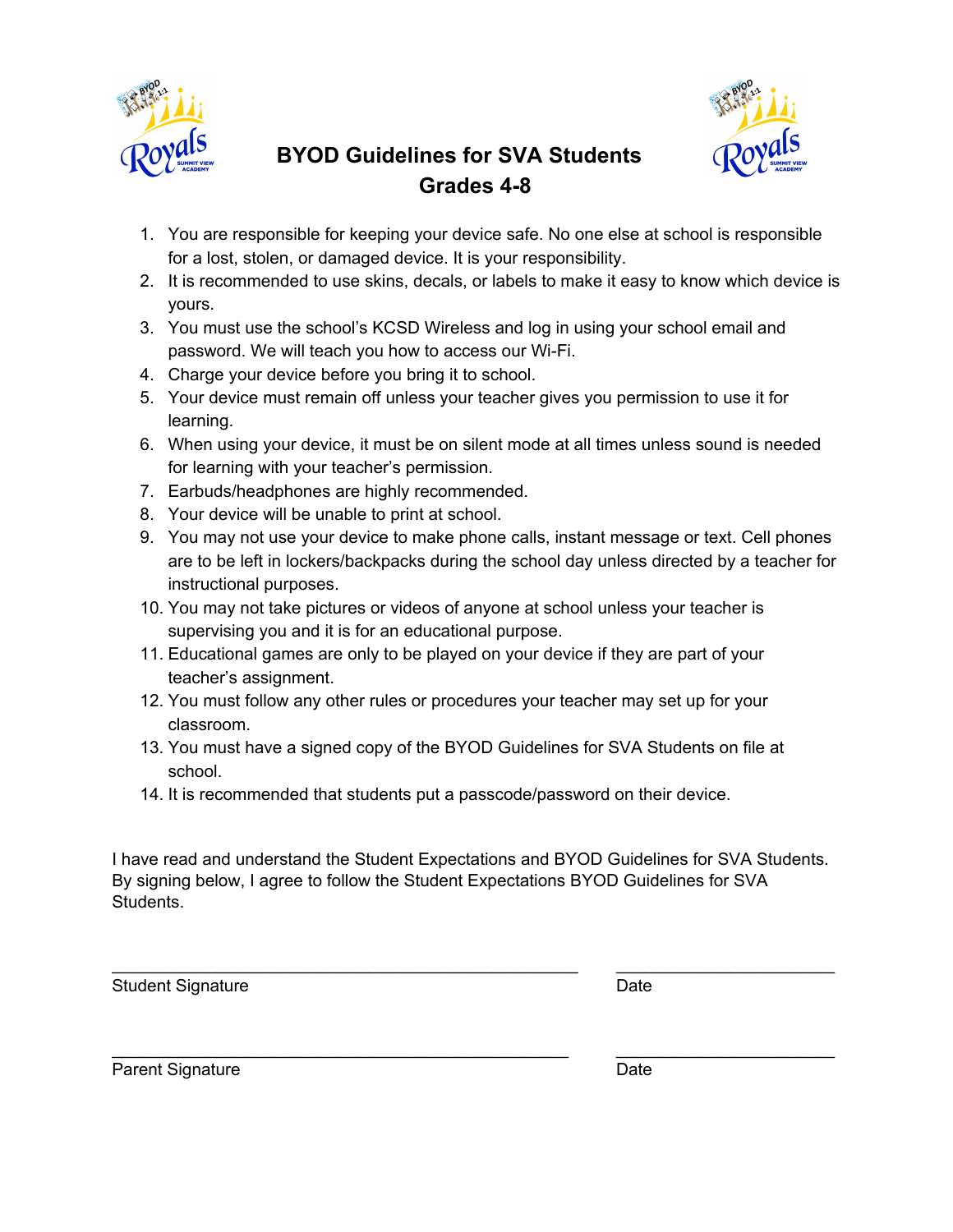# BYOD Guidelines for SVA Students
## Grades 4-8

1. You are responsible for keeping your device safe. No one else at school is responsible for a lost, stolen, or damaged device. It is your responsibility.
2. It is recommended to use skins, decals, or labels to make it easy to know which device is yours.
3. You must use the school's KCSD Wireless and log in using your school email and password. We will teach you how to access our Wi-Fi.
4. Charge your device before you bring it to school.
5. Your device must remain off unless your teacher gives you permission to use it for learning.
6. When using your device, it must be on silent mode at all times unless sound is needed for learning with your teacher's permission.
7. Earbuds/headphones are highly recommended.
8. Your device will be unable to print at school.
9. You may not use your device to make phone calls, instant message or text. Cell phones are to be left in lockers/backpacks during the school day unless directed by a teacher for instructional purposes.
10. You may not take pictures or videos of anyone at school unless your teacher is supervising you and it is for an educational purpose.
11. Educational games are only to be played on your device if they are part of your teacher's assignment.
12. You must follow any other rules or procedures your teacher may set up for your classroom.
13. You must have a signed copy of the BYOD Guidelines for SVA Students on file at school.
14. It is recommended that students put a passcode/password on their device.

I have read and understand the Student Expectations and BYOD Guidelines for SVA Students. By signing below, I agree to follow the Student Expectations BYOD Guidelines for SVA Students.

_______________________________________________ _______________________

Student Signature Date

_______________________________________________ _______________________

Parent Signature Date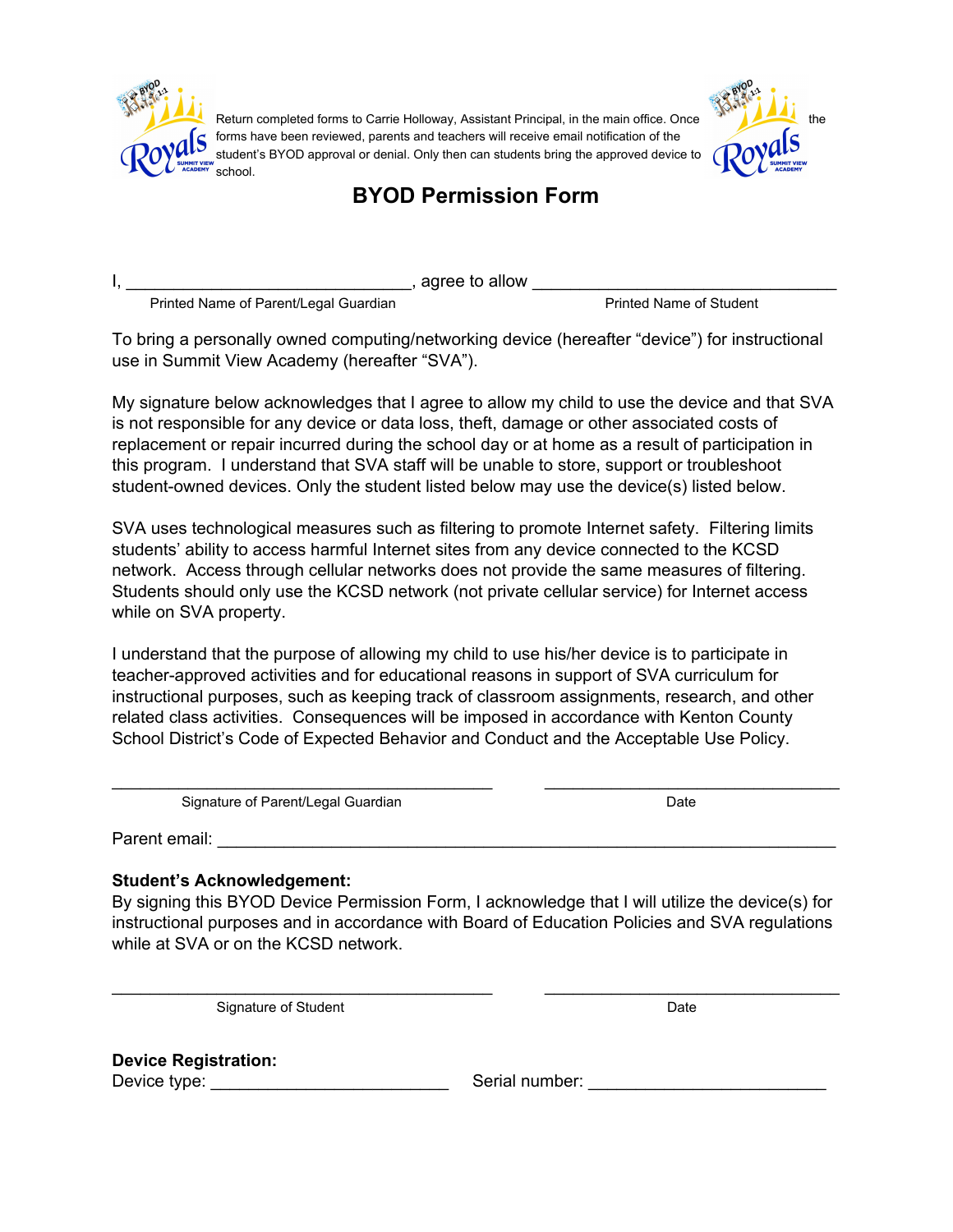Return completed forms to Carrie Holloway, Assistant Principal, in the main office. Once the forms have been reviewed, parents and teachers will receive email notification of the student's BYOD approval or denial. Only then can students bring the approved device to school.

# BYOD Permission Form

I, ______________________________, agree to allow ________________________________

Printed Name of Parent/Legal Guardian                                        Printed Name of Student

To bring a personally owned computing/networking device (hereafter "device") for instructional use in Summit View Academy (hereafter "SVA").

My signature below acknowledges that I agree to allow my child to use the device and that SVA is not responsible for any device or data loss, theft, damage or other associated costs of replacement or repair incurred during the school day or at home as a result of participation in this program. I understand that SVA staff will be unable to store, support or troubleshoot student-owned devices. Only the student listed below may use the device(s) listed below.

SVA uses technological measures such as filtering to promote Internet safety. Filtering limits students' ability to access harmful Internet sites from any device connected to the KCSD network. Access through cellular networks does not provide the same measures of filtering. Students should only use the KCSD network (not private cellular service) for Internet access while on SVA property.

I understand that the purpose of allowing my child to use his/her device is to participate in teacher-approved activities and for educational reasons in support of SVA curriculum for instructional purposes, such as keeping track of classroom assignments, research, and other related class activities. Consequences will be imposed in accordance with Kenton County School District's Code of Expected Behavior and Conduct and the Acceptable Use Policy.

________________________________________          ________________________________

Signature of Parent/Legal Guardian                                        Date

Parent email: ____________________________________________________________

**Student's Acknowledgement:**
By signing this BYOD Device Permission Form, I acknowledge that I will utilize the device(s) for instructional purposes and in accordance with Board of Education Policies and SVA regulations while at SVA or on the KCSD network.

________________________________________          ________________________________

Signature of Student                                        Date

**Device Registration:**
Device type: ________________________     Serial number: ________________________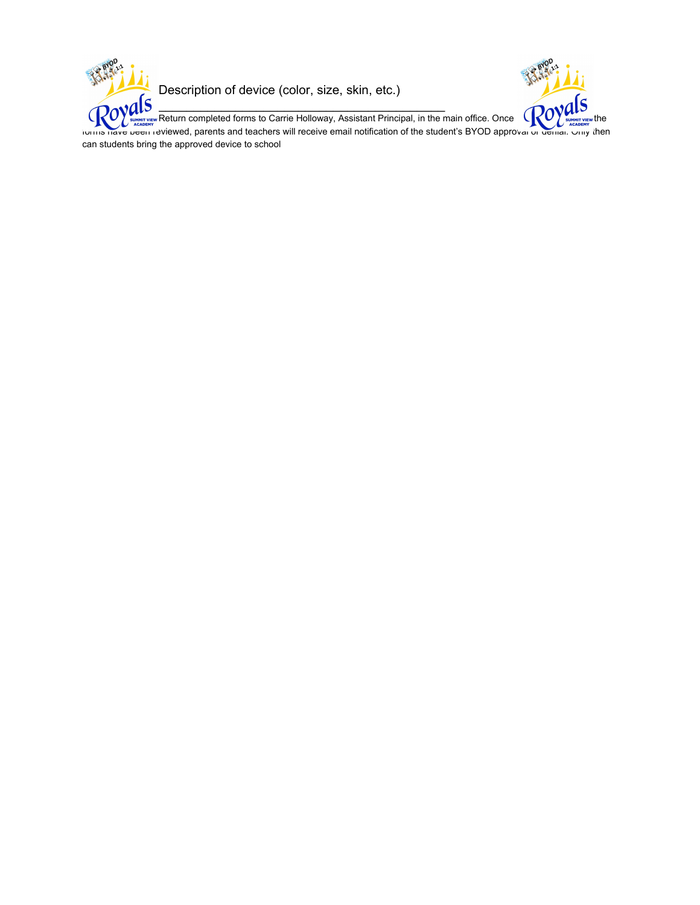Description of device (color, size, skin, etc.) ___________________________________________

Return completed forms to Carrie Holloway, Assistant Principal, in the main office. Once the forms have been reviewed, parents and teachers will receive email notification of the student's BYOD approval or denial. Only then can students bring the approved device to school